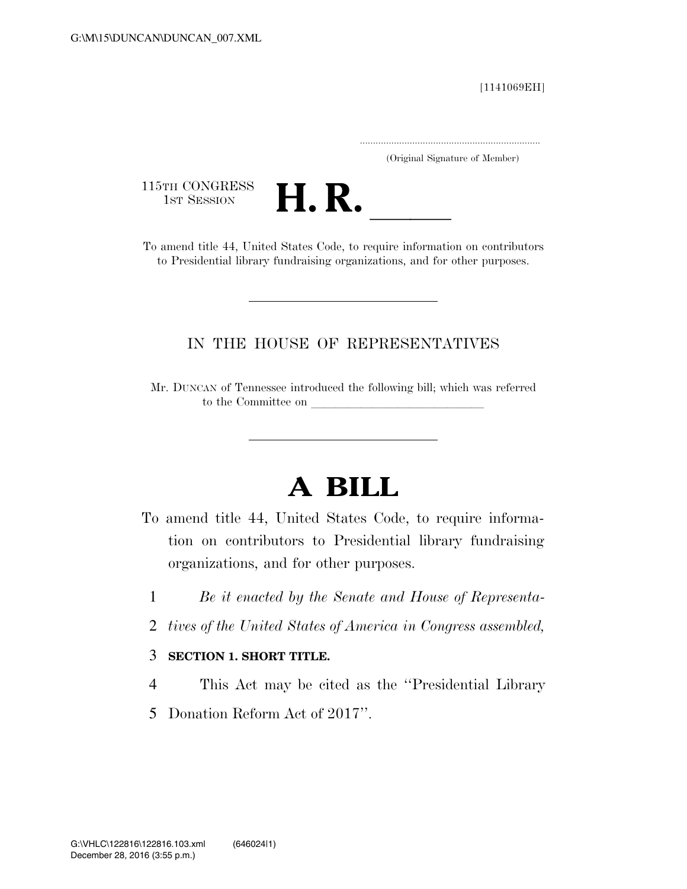[1141069EH]

.....................................................................
(Original Signature of Member)

115TH CONGRESS
1ST SESSION

# H. R. \_\_\_\_\_

To amend title 44, United States Code, to require information on contributors to Presidential library fundraising organizations, and for other purposes.

---

## IN THE HOUSE OF REPRESENTATIVES

Mr. DUNCAN of Tennessee introduced the following bill; which was referred to the Committee on \_\_\_\_\_\_\_\_\_\_\_\_\_\_\_\_\_\_\_\_\_\_\_\_\_\_\_\_

---

# A BILL

To amend title 44, United States Code, to require information on contributors to Presidential library fundraising organizations, and for other purposes.

1 *Be it enacted by the Senate and House of Representa-*
2 *tives of the United States of America in Congress assembled,*

3 **SECTION 1. SHORT TITLE.**

4 This Act may be cited as the ''Presidential Library
5 Donation Reform Act of 2017''.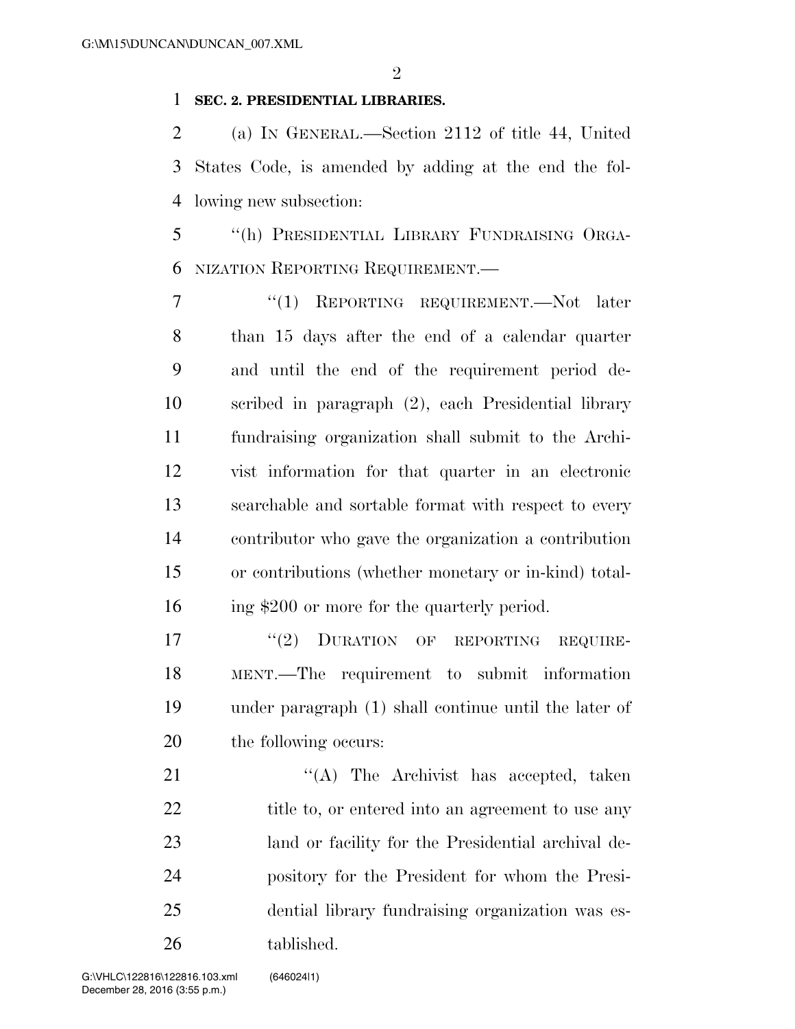**SEC. 2. PRESIDENTIAL LIBRARIES.**

(a) IN GENERAL.—Section 2112 of title 44, United States Code, is amended by adding at the end the following new subsection:

"(h) PRESIDENTIAL LIBRARY FUNDRAISING ORGANIZATION REPORTING REQUIREMENT.—

"(1) REPORTING REQUIREMENT.—Not later than 15 days after the end of a calendar quarter and until the end of the requirement period described in paragraph (2), each Presidential library fundraising organization shall submit to the Archivist information for that quarter in an electronic searchable and sortable format with respect to every contributor who gave the organization a contribution or contributions (whether monetary or in-kind) totaling $200 or more for the quarterly period.

"(2) DURATION OF REPORTING REQUIREMENT.—The requirement to submit information under paragraph (1) shall continue until the later of the following occurs:

"(A) The Archivist has accepted, taken title to, or entered into an agreement to use any land or facility for the Presidential archival depository for the President for whom the Presidential library fundraising organization was established.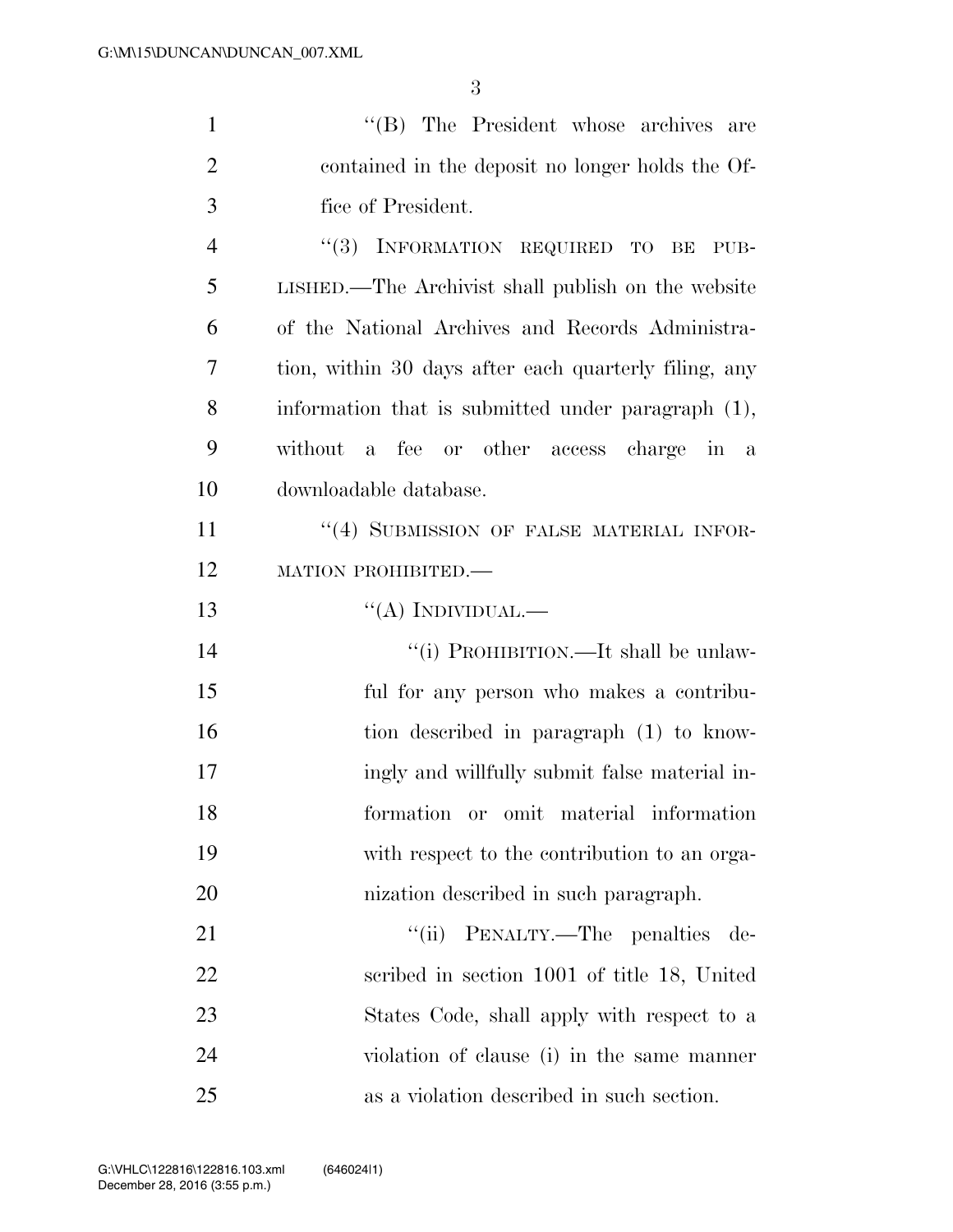''(B) The President whose archives are contained in the deposit no longer holds the Office of President.

''(3) INFORMATION REQUIRED TO BE PUBLISHED.—The Archivist shall publish on the website of the National Archives and Records Administration, within 30 days after each quarterly filing, any information that is submitted under paragraph (1), without a fee or other access charge in a downloadable database.

''(4) SUBMISSION OF FALSE MATERIAL INFORMATION PROHIBITED.—

''(A) INDIVIDUAL.—

''(i) PROHIBITION.—It shall be unlawful for any person who makes a contribution described in paragraph (1) to knowingly and willfully submit false material information or omit material information with respect to the contribution to an organization described in such paragraph.

''(ii) PENALTY.—The penalties described in section 1001 of title 18, United States Code, shall apply with respect to a violation of clause (i) in the same manner as a violation described in such section.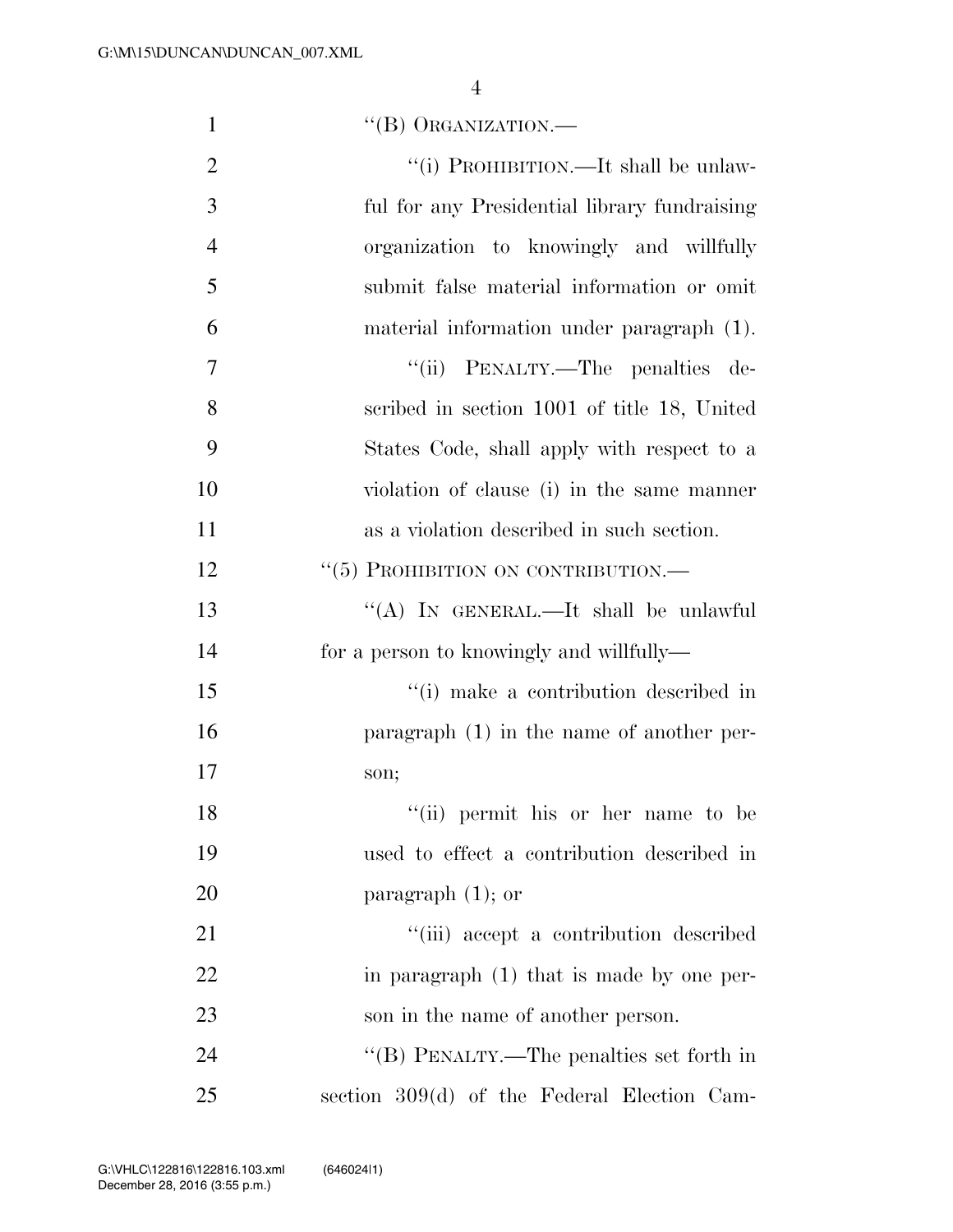"(B) ORGANIZATION.—

"(i) PROHIBITION.—It shall be unlawful for any Presidential library fundraising organization to knowingly and willfully submit false material information or omit material information under paragraph (1).

"(ii) PENALTY.—The penalties described in section 1001 of title 18, United States Code, shall apply with respect to a violation of clause (i) in the same manner as a violation described in such section.

"(5) PROHIBITION ON CONTRIBUTION.—

"(A) IN GENERAL.—It shall be unlawful for a person to knowingly and willfully—

"(i) make a contribution described in paragraph (1) in the name of another person;

"(ii) permit his or her name to be used to effect a contribution described in paragraph (1); or

"(iii) accept a contribution described in paragraph (1) that is made by one person in the name of another person.

"(B) PENALTY.—The penalties set forth in section 309(d) of the Federal Election Cam-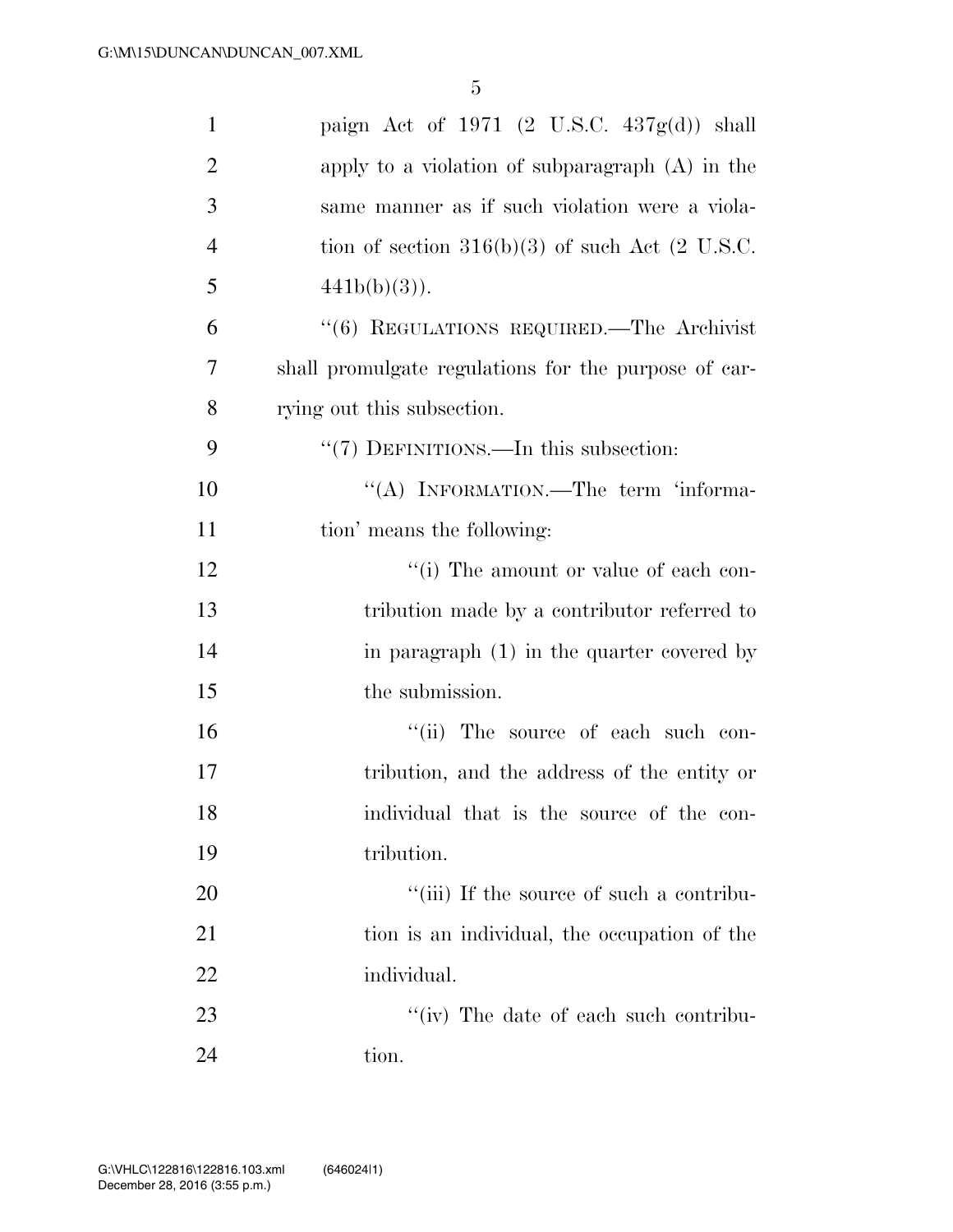paign Act of 1971 (2 U.S.C. 437g(d)) shall apply to a violation of subparagraph (A) in the same manner as if such violation were a violation of section 316(b)(3) of such Act (2 U.S.C. 441b(b)(3)).

''(6) REGULATIONS REQUIRED.—The Archivist shall promulgate regulations for the purpose of carrying out this subsection.

''(7) DEFINITIONS.—In this subsection:

''(A) INFORMATION.—The term 'information' means the following:

''(i) The amount or value of each contribution made by a contributor referred to in paragraph (1) in the quarter covered by the submission.

''(ii) The source of each such contribution, and the address of the entity or individual that is the source of the contribution.

''(iii) If the source of such a contribution is an individual, the occupation of the individual.

''(iv) The date of each such contribution.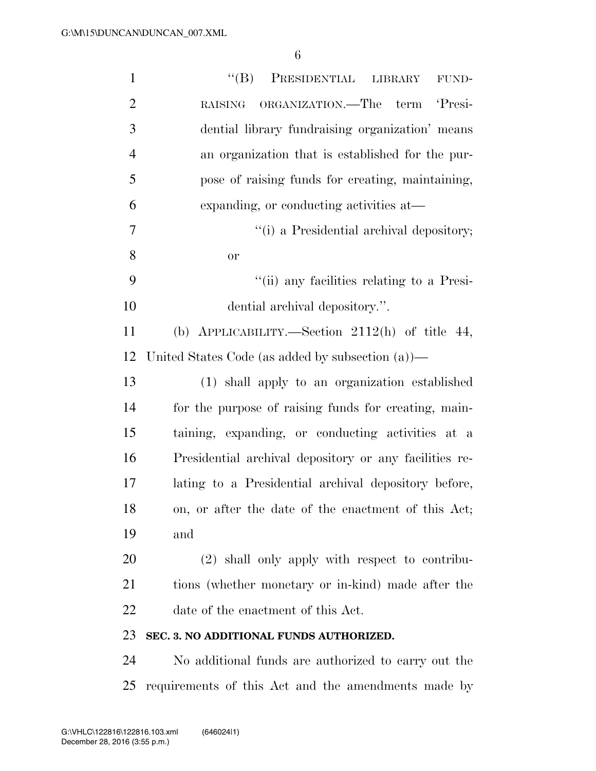"(B) PRESIDENTIAL LIBRARY FUNDRAISING ORGANIZATION.—The term 'Presidential library fundraising organization' means an organization that is established for the purpose of raising funds for creating, maintaining, expanding, or conducting activities at—

"(i) a Presidential archival depository; or

"(ii) any facilities relating to a Presidential archival depository.".

(b) APPLICABILITY.—Section 2112(h) of title 44, United States Code (as added by subsection (a))—

(1) shall apply to an organization established for the purpose of raising funds for creating, maintaining, expanding, or conducting activities at a Presidential archival depository or any facilities relating to a Presidential archival depository before, on, or after the date of the enactment of this Act; and

(2) shall only apply with respect to contributions (whether monetary or in-kind) made after the date of the enactment of this Act.

**SEC. 3. NO ADDITIONAL FUNDS AUTHORIZED.**

No additional funds are authorized to carry out the requirements of this Act and the amendments made by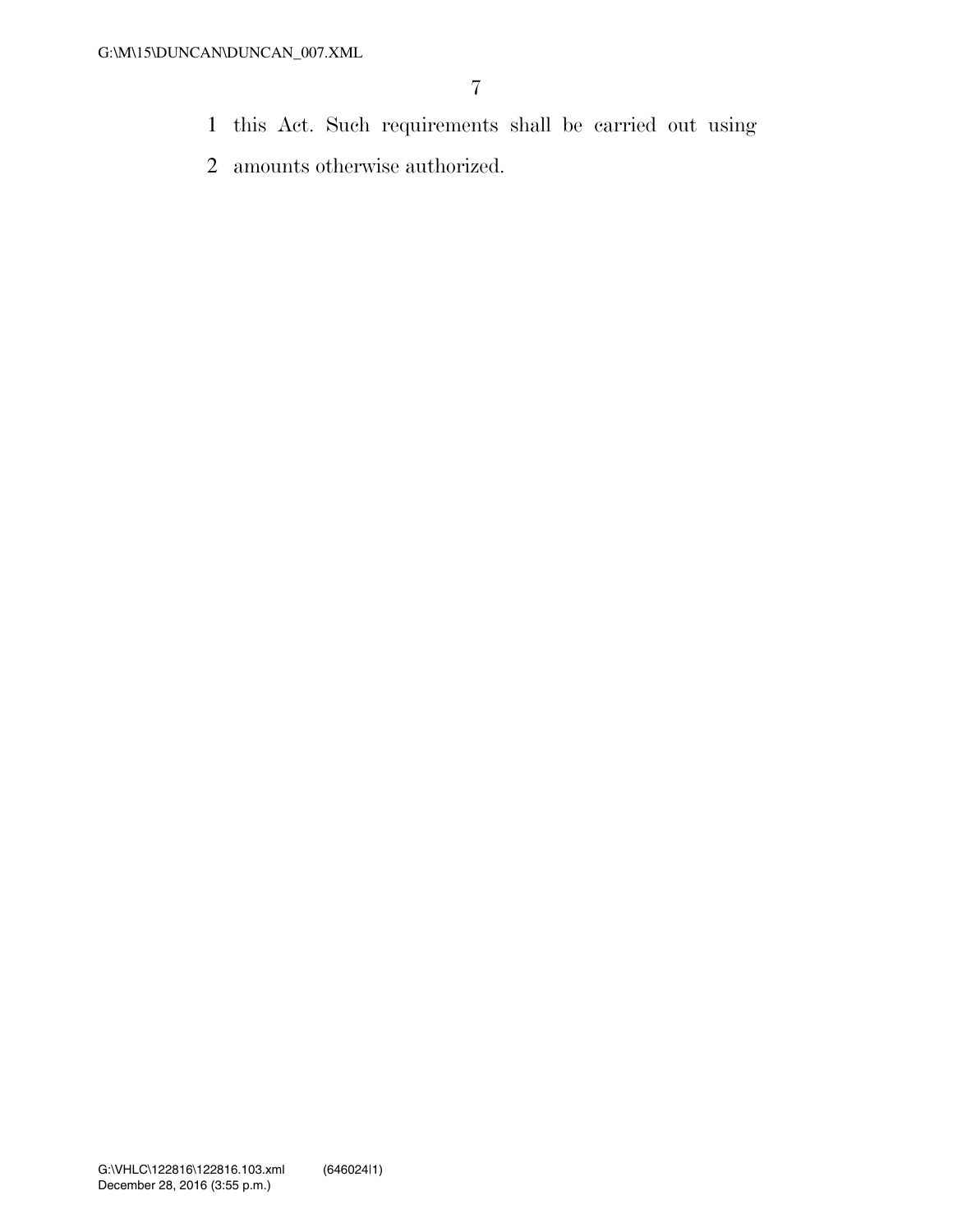this Act. Such requirements shall be carried out using amounts otherwise authorized.